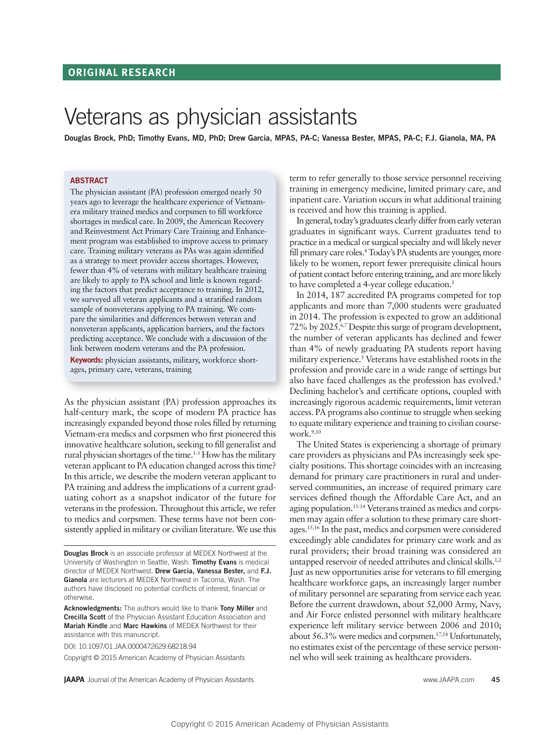ORIGINAL RESEARCH

# Veterans as physician assistants

**Douglas Brock, PhD; Timothy Evans, MD, PhD; Drew Garcia, MPAS, PA-C; Vanessa Bester, MPAS, PA-C; F.J. Gianola, MA, PA**

## ABSTRACT

The physician assistant (PA) profession emerged nearly 50 years ago to leverage the healthcare experience of Vietnam-era military trained medics and corpsmen to fill workforce shortages in medical care. In 2009, the American Recovery and Reinvestment Act Primary Care Training and Enhancement program was established to improve access to primary care. Training military veterans as PAs was again identified as a strategy to meet provider access shortages. However, fewer than 4% of veterans with military healthcare training are likely to apply to PA school and little is known regarding the factors that predict acceptance to training. In 2012, we surveyed all veteran applicants and a stratified random sample of nonveterans applying to PA training. We compare the similarities and differences between veteran and nonveteran applicants, application barriers, and the factors predicting acceptance. We conclude with a discussion of the link between modern veterans and the PA profession.

**Keywords:** physician assistants, military, workforce shortages, primary care, veterans, training

As the physician assistant (PA) profession approaches its half-century mark, the scope of modern PA practice has increasingly expanded beyond those roles filled by returning Vietnam-era medics and corpsmen who first pioneered this innovative healthcare solution, seeking to fill generalist and rural physician shortages of the time.[1-3] How has the military veteran applicant to PA education changed across this time? In this article, we describe the modern veteran applicant to PA training and address the implications of a current graduating cohort as a snapshot indicator of the future for veterans in the profession. Throughout this article, we refer to medics and corpsmen. These terms have not been consistently applied in military or civilian literature. We use this term to refer generally to those service personnel receiving training in emergency medicine, limited primary care, and inpatient care. Variation occurs in what additional training is received and how this training is applied.

In general, today's graduates clearly differ from early veteran graduates in significant ways. Current graduates tend to practice in a medical or surgical specialty and will likely never fill primary care roles.[4] Today's PA students are younger, more likely to be women, report fewer prerequisite clinical hours of patient contact before entering training, and are more likely to have completed a 4-year college education.[5]

In 2014, 187 accredited PA programs competed for top applicants and more than 7,000 students were graduated in 2014. The profession is expected to grow an additional 72% by 2025.[6,7] Despite this surge of program development, the number of veteran applicants has declined and fewer than 4% of newly graduating PA students report having military experience.[5] Veterans have established roots in the profession and provide care in a wide range of settings but also have faced challenges as the profession has evolved.[8] Declining bachelor's and certificate options, coupled with increasingly rigorous academic requirements, limit veteran access. PA programs also continue to struggle when seeking to equate military experience and training to civilian coursework.[9,10]

The United States is experiencing a shortage of primary care providers as physicians and PAs increasingly seek specialty positions. This shortage coincides with an increasing demand for primary care practitioners in rural and underserved communities, an increase of required primary care services defined though the Affordable Care Act, and an aging population.[11-14] Veterans trained as medics and corpsmen may again offer a solution to these primary care shortages.[15,16] In the past, medics and corpsmen were considered exceedingly able candidates for primary care work and as rural providers; their broad training was considered an untapped reservoir of needed attributes and clinical skills.[1,2] Just as new opportunities arise for veterans to fill emerging healthcare workforce gaps, an increasingly larger number of military personnel are separating from service each year. Before the current drawdown, about 52,000 Army, Navy, and Air Force enlisted personnel with military healthcare experience left military service between 2006 and 2010; about 56.3% were medics and corpsmen.[17,18] Unfortunately, no estimates exist of the percentage of these service personnel who will seek training as healthcare providers.

**Douglas Brock** is an associate professor at MEDEX Northwest at the University of Washington in Seattle, Wash. **Timothy Evans** is medical director of MEDEX Northwest. **Drew Garcia, Vanessa Bester,** and **F.J. Gianola** are lecturers at MEDEX Northwest in Tacoma, Wash. The authors have disclosed no potential conflicts of interest, financial or otherwise.

**Acknowledgments:** The authors would like to thank **Tony Miller** and **Crecilla Scott** of the Physician Assistant Education Association and **Mariah Kindle** and **Marc Hawkins** of MEDEX Northwest for their assistance with this manuscript.

DOI: 10.1097/01.JAA.0000472629.68218.94

Copyright © 2015 American Academy of Physician Assistants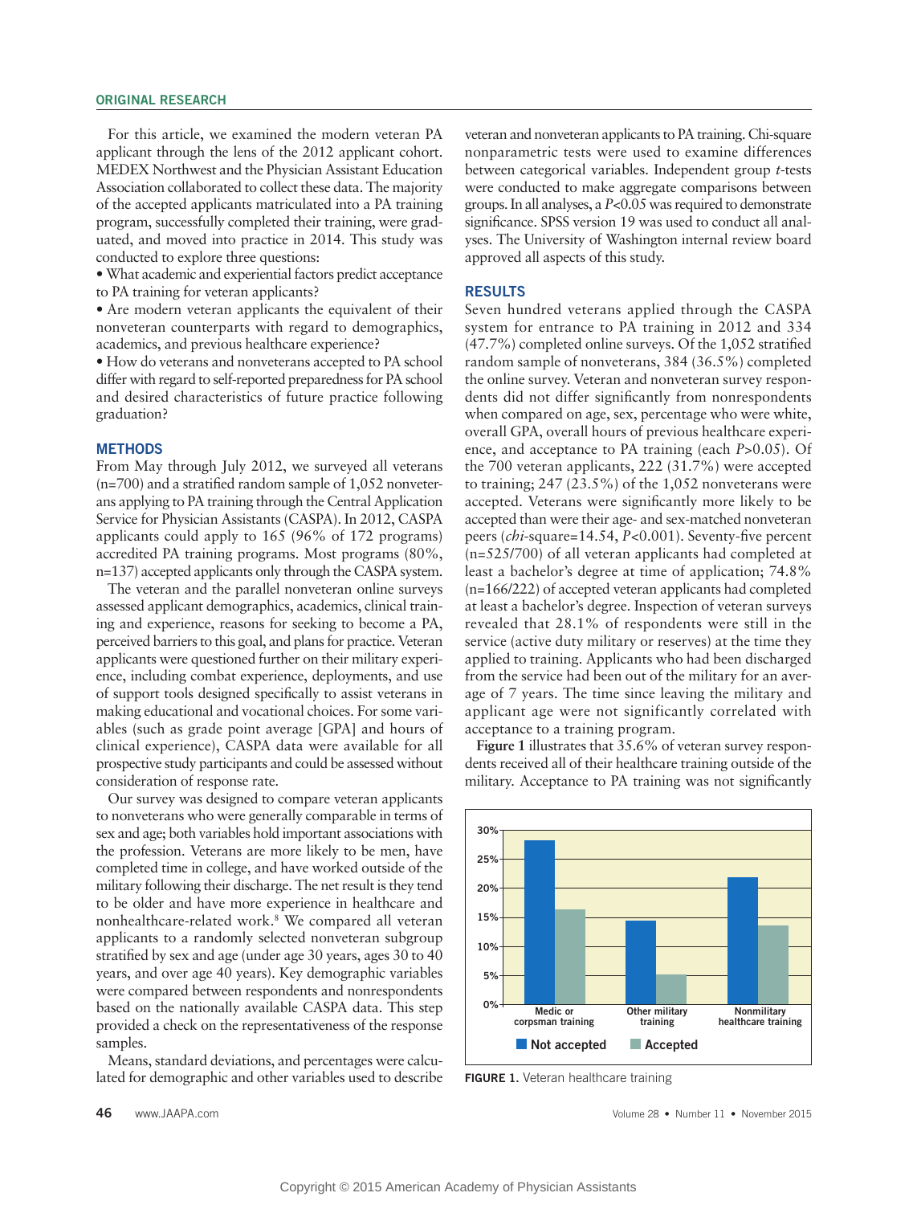## ORIGINAL RESEARCH

For this article, we examined the modern veteran PA applicant through the lens of the 2012 applicant cohort. MEDEX Northwest and the Physician Assistant Education Association collaborated to collect these data. The majority of the accepted applicants matriculated into a PA training program, successfully completed their training, were graduated, and moved into practice in 2014. This study was conducted to explore three questions:

- What academic and experiential factors predict acceptance to PA training for veteran applicants?
- Are modern veteran applicants the equivalent of their nonveteran counterparts with regard to demographics, academics, and previous healthcare experience?
- How do veterans and nonveterans accepted to PA school differ with regard to self-reported preparedness for PA school and desired characteristics of future practice following graduation?

## METHODS

From May through July 2012, we surveyed all veterans (n=700) and a stratified random sample of 1,052 nonveterans applying to PA training through the Central Application Service for Physician Assistants (CASPA). In 2012, CASPA applicants could apply to 165 (96% of 172 programs) accredited PA training programs. Most programs (80%, n=137) accepted applicants only through the CASPA system.

The veteran and the parallel nonveteran online surveys assessed applicant demographics, academics, clinical training and experience, reasons for seeking to become a PA, perceived barriers to this goal, and plans for practice. Veteran applicants were questioned further on their military experience, including combat experience, deployments, and use of support tools designed specifically to assist veterans in making educational and vocational choices. For some variables (such as grade point average [GPA] and hours of clinical experience), CASPA data were available for all prospective study participants and could be assessed without consideration of response rate.

Our survey was designed to compare veteran applicants to nonveterans who were generally comparable in terms of sex and age; both variables hold important associations with the profession. Veterans are more likely to be men, have completed time in college, and have worked outside of the military following their discharge. The net result is they tend to be older and have more experience in healthcare and nonhealthcare-related work.[8] We compared all veteran applicants to a randomly selected nonveteran subgroup stratified by sex and age (under age 30 years, ages 30 to 40 years, and over age 40 years). Key demographic variables were compared between respondents and nonrespondents based on the nationally available CASPA data. This step provided a check on the representativeness of the response samples.

Means, standard deviations, and percentages were calculated for demographic and other variables used to describe veteran and nonveteran applicants to PA training. Chi-square nonparametric tests were used to examine differences between categorical variables. Independent group *t*-tests were conducted to make aggregate comparisons between groups. In all analyses, a $P<0.05$ was required to demonstrate significance. SPSS version 19 was used to conduct all analyses. The University of Washington internal review board approved all aspects of this study.

## RESULTS

Seven hundred veterans applied through the CASPA system for entrance to PA training in 2012 and 334 (47.7%) completed online surveys. Of the 1,052 stratified random sample of nonveterans, 384 (36.5%) completed the online survey. Veteran and nonveteran survey respondents did not differ significantly from nonrespondents when compared on age, sex, percentage who were white, overall GPA, overall hours of previous healthcare experience, and acceptance to PA training (each $P>0.05$). Of the 700 veteran applicants, 222 (31.7%) were accepted to training; 247 (23.5%) of the 1,052 nonveterans were accepted. Veterans were significantly more likely to be accepted than were their age- and sex-matched nonveteran peers (*chi*-square=14.54, $P<0.001$). Seventy-five percent (n=525/700) of all veteran applicants had completed at least a bachelor's degree at time of application; 74.8% (n=166/222) of accepted veteran applicants had completed at least a bachelor's degree. Inspection of veteran surveys revealed that 28.1% of respondents were still in the service (active duty military or reserves) at the time they applied to training. Applicants who had been discharged from the service had been out of the military for an average of 7 years. The time since leaving the military and applicant age were not significantly correlated with acceptance to a training program.

**Figure 1** illustrates that 35.6% of veteran survey respondents received all of their healthcare training outside of the military. Acceptance to PA training was not significantly

**FIGURE 1.** Veteran healthcare training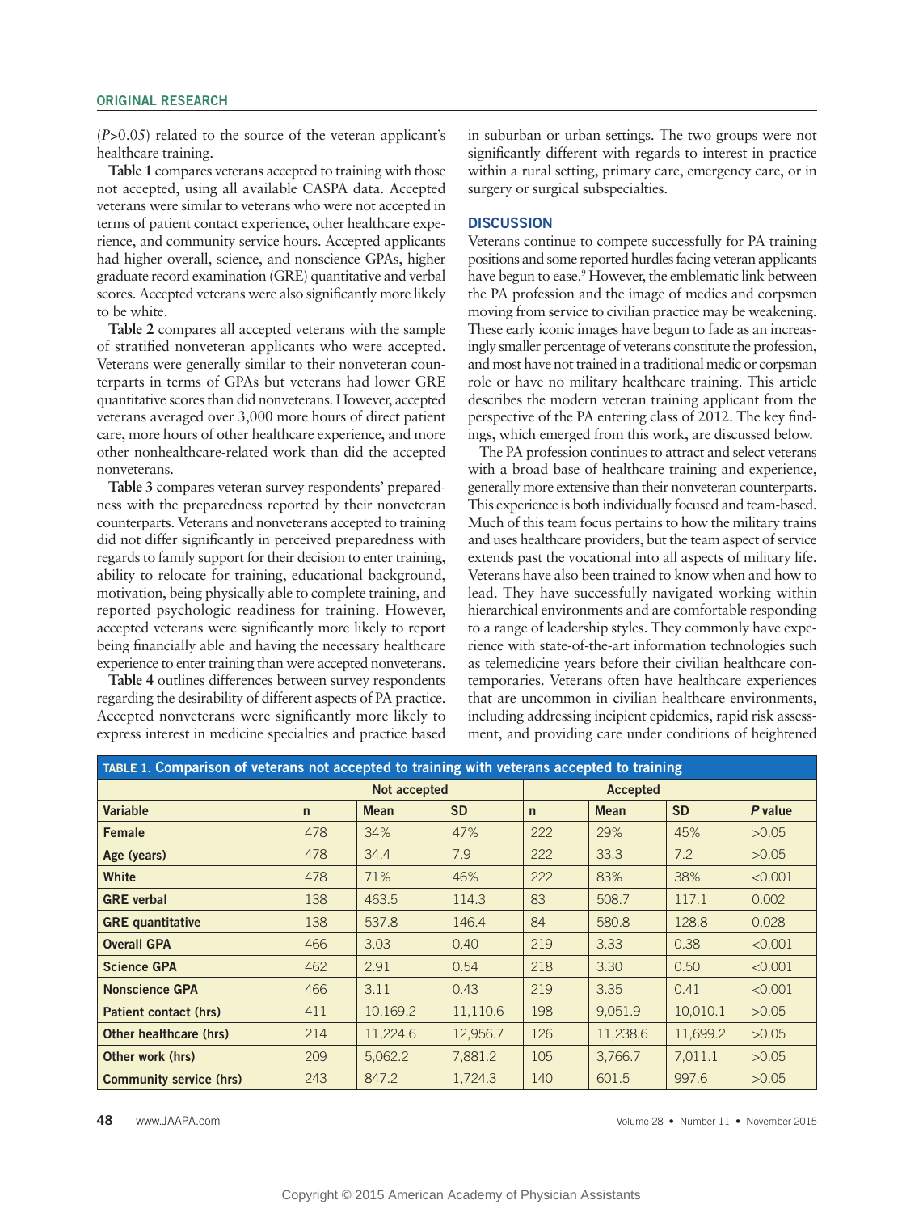($P$>0.05) related to the source of the veteran applicant's healthcare training.

**Table 1** compares veterans accepted to training with those not accepted, using all available CASPA data. Accepted veterans were similar to veterans who were not accepted in terms of patient contact experience, other healthcare experience, and community service hours. Accepted applicants had higher overall, science, and nonscience GPAs, higher graduate record examination (GRE) quantitative and verbal scores. Accepted veterans were also significantly more likely to be white.

**Table 2** compares all accepted veterans with the sample of stratified nonveteran applicants who were accepted. Veterans were generally similar to their nonveteran counterparts in terms of GPAs but veterans had lower GRE quantitative scores than did nonveterans. However, accepted veterans averaged over 3,000 more hours of direct patient care, more hours of other healthcare experience, and more other nonhealthcare-related work than did the accepted nonveterans.

**Table 3** compares veteran survey respondents' preparedness with the preparedness reported by their nonveteran counterparts. Veterans and nonveterans accepted to training did not differ significantly in perceived preparedness with regards to family support for their decision to enter training, ability to relocate for training, educational background, motivation, being physically able to complete training, and reported psychologic readiness for training. However, accepted veterans were significantly more likely to report being financially able and having the necessary healthcare experience to enter training than were accepted nonveterans.

**Table 4** outlines differences between survey respondents regarding the desirability of different aspects of PA practice. Accepted nonveterans were significantly more likely to express interest in medicine specialties and practice based in suburban or urban settings. The two groups were not significantly different with regards to interest in practice within a rural setting, primary care, emergency care, or in surgery or surgical subspecialties.

## DISCUSSION

Veterans continue to compete successfully for PA training positions and some reported hurdles facing veteran applicants have begun to ease.[9] However, the emblematic link between the PA profession and the image of medics and corpsmen moving from service to civilian practice may be weakening. These early iconic images have begun to fade as an increasingly smaller percentage of veterans constitute the profession, and most have not trained in a traditional medic or corpsman role or have no military healthcare training. This article describes the modern veteran training applicant from the perspective of the PA entering class of 2012. The key findings, which emerged from this work, are discussed below.

The PA profession continues to attract and select veterans with a broad base of healthcare training and experience, generally more extensive than their nonveteran counterparts. This experience is both individually focused and team-based. Much of this team focus pertains to how the military trains and uses healthcare providers, but the team aspect of service extends past the vocational into all aspects of military life. Veterans have also been trained to know when and how to lead. They have successfully navigated working within hierarchical environments and are comfortable responding to a range of leadership styles. They commonly have experience with state-of-the-art information technologies such as telemedicine years before their civilian healthcare contemporaries. Veterans often have healthcare experiences that are uncommon in civilian healthcare environments, including addressing incipient epidemics, rapid risk assessment, and providing care under conditions of heightened

**TABLE 1. Comparison of veterans not accepted to training with veterans accepted to training**

| | Not accepted | | | Accepted | | | |
|---|---|---|---|---|---|---|---|
| **Variable** | **n** | **Mean** | **SD** | **n** | **Mean** | **SD** | ***P* value** |
| **Female** | 478 | 34% | 47% | 222 | 29% | 45% | >0.05 |
| **Age (years)** | 478 | 34.4 | 7.9 | 222 | 33.3 | 7.2 | >0.05 |
| **White** | 478 | 71% | 46% | 222 | 83% | 38% | <0.001 |
| **GRE verbal** | 138 | 463.5 | 114.3 | 83 | 508.7 | 117.1 | 0.002 |
| **GRE quantitative** | 138 | 537.8 | 146.4 | 84 | 580.8 | 128.8 | 0.028 |
| **Overall GPA** | 466 | 3.03 | 0.40 | 219 | 3.33 | 0.38 | <0.001 |
| **Science GPA** | 462 | 2.91 | 0.54 | 218 | 3.30 | 0.50 | <0.001 |
| **Nonscience GPA** | 466 | 3.11 | 0.43 | 219 | 3.35 | 0.41 | <0.001 |
| **Patient contact (hrs)** | 411 | 10,169.2 | 11,110.6 | 198 | 9,051.9 | 10,010.1 | >0.05 |
| **Other healthcare (hrs)** | 214 | 11,224.6 | 12,956.7 | 126 | 11,238.6 | 11,699.2 | >0.05 |
| **Other work (hrs)** | 209 | 5,062.2 | 7,881.2 | 105 | 3,766.7 | 7,011.1 | >0.05 |
| **Community service (hrs)** | 243 | 847.2 | 1,724.3 | 140 | 601.5 | 997.6 | >0.05 |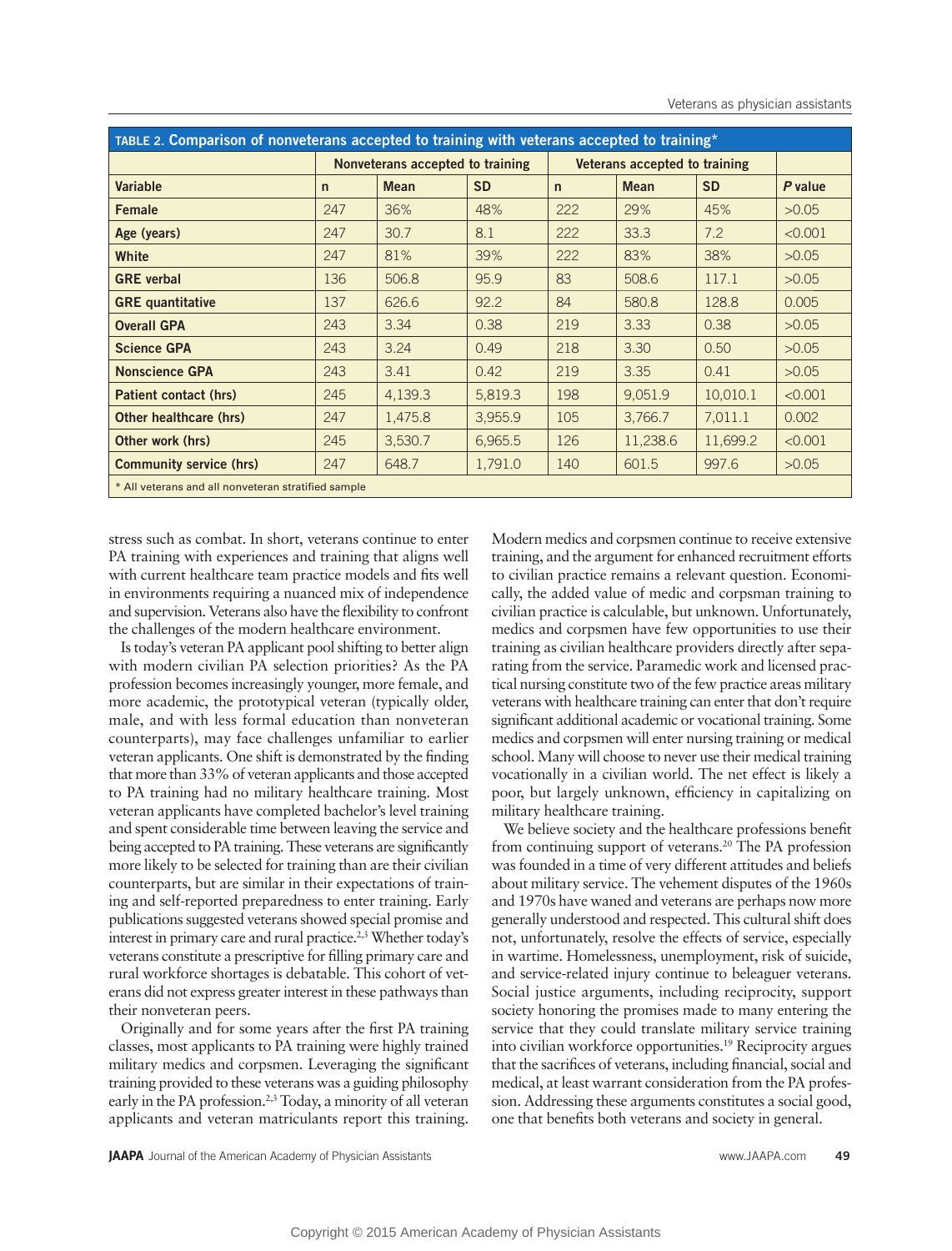**TABLE 2. Comparison of nonveterans accepted to training with veterans accepted to training***

| | Nonveterans accepted to training | | | Veterans accepted to training | | | |
|---|---|---|---|---|---|---|---|
| **Variable** | **n** | **Mean** | **SD** | **n** | **Mean** | **SD** | ***P* value** |
| **Female** | 247 | 36% | 48% | 222 | 29% | 45% | >0.05 |
| **Age (years)** | 247 | 30.7 | 8.1 | 222 | 33.3 | 7.2 | <0.001 |
| **White** | 247 | 81% | 39% | 222 | 83% | 38% | >0.05 |
| **GRE verbal** | 136 | 506.8 | 95.9 | 83 | 508.6 | 117.1 | >0.05 |
| **GRE quantitative** | 137 | 626.6 | 92.2 | 84 | 580.8 | 128.8 | 0.005 |
| **Overall GPA** | 243 | 3.34 | 0.38 | 219 | 3.33 | 0.38 | >0.05 |
| **Science GPA** | 243 | 3.24 | 0.49 | 218 | 3.30 | 0.50 | >0.05 |
| **Nonscience GPA** | 243 | 3.41 | 0.42 | 219 | 3.35 | 0.41 | >0.05 |
| **Patient contact (hrs)** | 245 | 4,139.3 | 5,819.3 | 198 | 9,051.9 | 10,010.1 | <0.001 |
| **Other healthcare (hrs)** | 247 | 1,475.8 | 3,955.9 | 105 | 3,766.7 | 7,011.1 | 0.002 |
| **Other work (hrs)** | 245 | 3,530.7 | 6,965.5 | 126 | 11,238.6 | 11,699.2 | <0.001 |
| **Community service (hrs)** | 247 | 648.7 | 1,791.0 | 140 | 601.5 | 997.6 | >0.05 |

\* All veterans and all nonveteran stratified sample

stress such as combat. In short, veterans continue to enter PA training with experiences and training that aligns well with current healthcare team practice models and fits well in environments requiring a nuanced mix of independence and supervision. Veterans also have the flexibility to confront the challenges of the modern healthcare environment.

Is today's veteran PA applicant pool shifting to better align with modern civilian PA selection priorities? As the PA profession becomes increasingly younger, more female, and more academic, the prototypical veteran (typically older, male, and with less formal education than nonveteran counterparts), may face challenges unfamiliar to earlier veteran applicants. One shift is demonstrated by the finding that more than 33% of veteran applicants and those accepted to PA training had no military healthcare training. Most veteran applicants have completed bachelor's level training and spent considerable time between leaving the service and being accepted to PA training. These veterans are significantly more likely to be selected for training than are their civilian counterparts, but are similar in their expectations of training and self-reported preparedness to enter training. Early publications suggested veterans showed special promise and interest in primary care and rural practice.[2,3] Whether today's veterans constitute a prescriptive for filling primary care and rural workforce shortages is debatable. This cohort of veterans did not express greater interest in these pathways than their nonveteran peers.

Originally and for some years after the first PA training classes, most applicants to PA training were highly trained military medics and corpsmen. Leveraging the significant training provided to these veterans was a guiding philosophy early in the PA profession.[2,3] Today, a minority of all veteran applicants and veteran matriculants report this training. Modern medics and corpsmen continue to receive extensive training, and the argument for enhanced recruitment efforts to civilian practice remains a relevant question. Economically, the added value of medic and corpsman training to civilian practice is calculable, but unknown. Unfortunately, medics and corpsmen have few opportunities to use their training as civilian healthcare providers directly after separating from the service. Paramedic work and licensed practical nursing constitute two of the few practice areas military veterans with healthcare training can enter that don't require significant additional academic or vocational training. Some medics and corpsmen will enter nursing training or medical school. Many will choose to never use their medical training vocationally in a civilian world. The net effect is likely a poor, but largely unknown, efficiency in capitalizing on military healthcare training.

We believe society and the healthcare professions benefit from continuing support of veterans.[20] The PA profession was founded in a time of very different attitudes and beliefs about military service. The vehement disputes of the 1960s and 1970s have waned and veterans are perhaps now more generally understood and respected. This cultural shift does not, unfortunately, resolve the effects of service, especially in wartime. Homelessness, unemployment, risk of suicide, and service-related injury continue to beleaguer veterans. Social justice arguments, including reciprocity, support society honoring the promises made to many entering the service that they could translate military service training into civilian workforce opportunities.[19] Reciprocity argues that the sacrifices of veterans, including financial, social and medical, at least warrant consideration from the PA profession. Addressing these arguments constitutes a social good, one that benefits both veterans and society in general.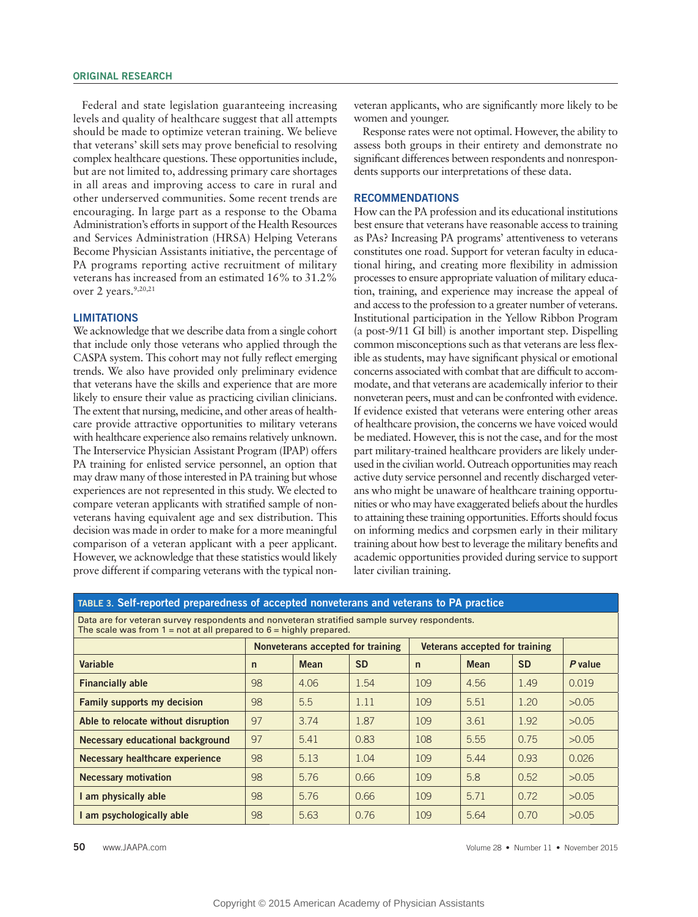Federal and state legislation guaranteeing increasing levels and quality of healthcare suggest that all attempts should be made to optimize veteran training. We believe that veterans' skill sets may prove beneficial to resolving complex healthcare questions. These opportunities include, but are not limited to, addressing primary care shortages in all areas and improving access to care in rural and other underserved communities. Some recent trends are encouraging. In large part as a response to the Obama Administration's efforts in support of the Health Resources and Services Administration (HRSA) Helping Veterans Become Physician Assistants initiative, the percentage of PA programs reporting active recruitment of military veterans has increased from an estimated 16% to 31.2% over 2 years.[9,20,21]

## LIMITATIONS

We acknowledge that we describe data from a single cohort that include only those veterans who applied through the CASPA system. This cohort may not fully reflect emerging trends. We also have provided only preliminary evidence that veterans have the skills and experience that are more likely to ensure their value as practicing civilian clinicians. The extent that nursing, medicine, and other areas of healthcare provide attractive opportunities to military veterans with healthcare experience also remains relatively unknown. The Interservice Physician Assistant Program (IPAP) offers PA training for enlisted service personnel, an option that may draw many of those interested in PA training but whose experiences are not represented in this study. We elected to compare veteran applicants with stratified sample of nonveterans having equivalent age and sex distribution. This decision was made in order to make for a more meaningful comparison of a veteran applicant with a peer applicant. However, we acknowledge that these statistics would likely prove different if comparing veterans with the typical nonveteran applicants, who are significantly more likely to be women and younger.

Response rates were not optimal. However, the ability to assess both groups in their entirety and demonstrate no significant differences between respondents and nonrespondents supports our interpretations of these data.

## RECOMMENDATIONS

How can the PA profession and its educational institutions best ensure that veterans have reasonable access to training as PAs? Increasing PA programs' attentiveness to veterans constitutes one road. Support for veteran faculty in educational hiring, and creating more flexibility in admission processes to ensure appropriate valuation of military education, training, and experience may increase the appeal of and access to the profession to a greater number of veterans. Institutional participation in the Yellow Ribbon Program (a post-9/11 GI bill) is another important step. Dispelling common misconceptions such as that veterans are less flexible as students, may have significant physical or emotional concerns associated with combat that are difficult to accommodate, and that veterans are academically inferior to their nonveteran peers, must and can be confronted with evidence. If evidence existed that veterans were entering other areas of healthcare provision, the concerns we have voiced would be mediated. However, this is not the case, and for the most part military-trained healthcare providers are likely underused in the civilian world. Outreach opportunities may reach active duty service personnel and recently discharged veterans who might be unaware of healthcare training opportunities or who may have exaggerated beliefs about the hurdles to attaining these training opportunities. Efforts should focus on informing medics and corpsmen early in their military training about how best to leverage the military benefits and academic opportunities provided during service to support later civilian training.

**TABLE 3. Self-reported preparedness of accepted nonveterans and veterans to PA practice**

Data are for veteran survey respondents and nonveteran stratified sample survey respondents.
The scale was from 1 = not at all prepared to 6 = highly prepared.

| | Nonveterans accepted for training | | | Veterans accepted for training | | | |
|---|---|---|---|---|---|---|---|
| **Variable** | **n** | **Mean** | **SD** | **n** | **Mean** | **SD** | ***P* value** |
| **Financially able** | 98 | 4.06 | 1.54 | 109 | 4.56 | 1.49 | 0.019 |
| **Family supports my decision** | 98 | 5.5 | 1.11 | 109 | 5.51 | 1.20 | >0.05 |
| **Able to relocate without disruption** | 97 | 3.74 | 1.87 | 109 | 3.61 | 1.92 | >0.05 |
| **Necessary educational background** | 97 | 5.41 | 0.83 | 108 | 5.55 | 0.75 | >0.05 |
| **Necessary healthcare experience** | 98 | 5.13 | 1.04 | 109 | 5.44 | 0.93 | 0.026 |
| **Necessary motivation** | 98 | 5.76 | 0.66 | 109 | 5.8 | 0.52 | >0.05 |
| **I am physically able** | 98 | 5.76 | 0.66 | 109 | 5.71 | 0.72 | >0.05 |
| **I am psychologically able** | 98 | 5.63 | 0.76 | 109 | 5.64 | 0.70 | >0.05 |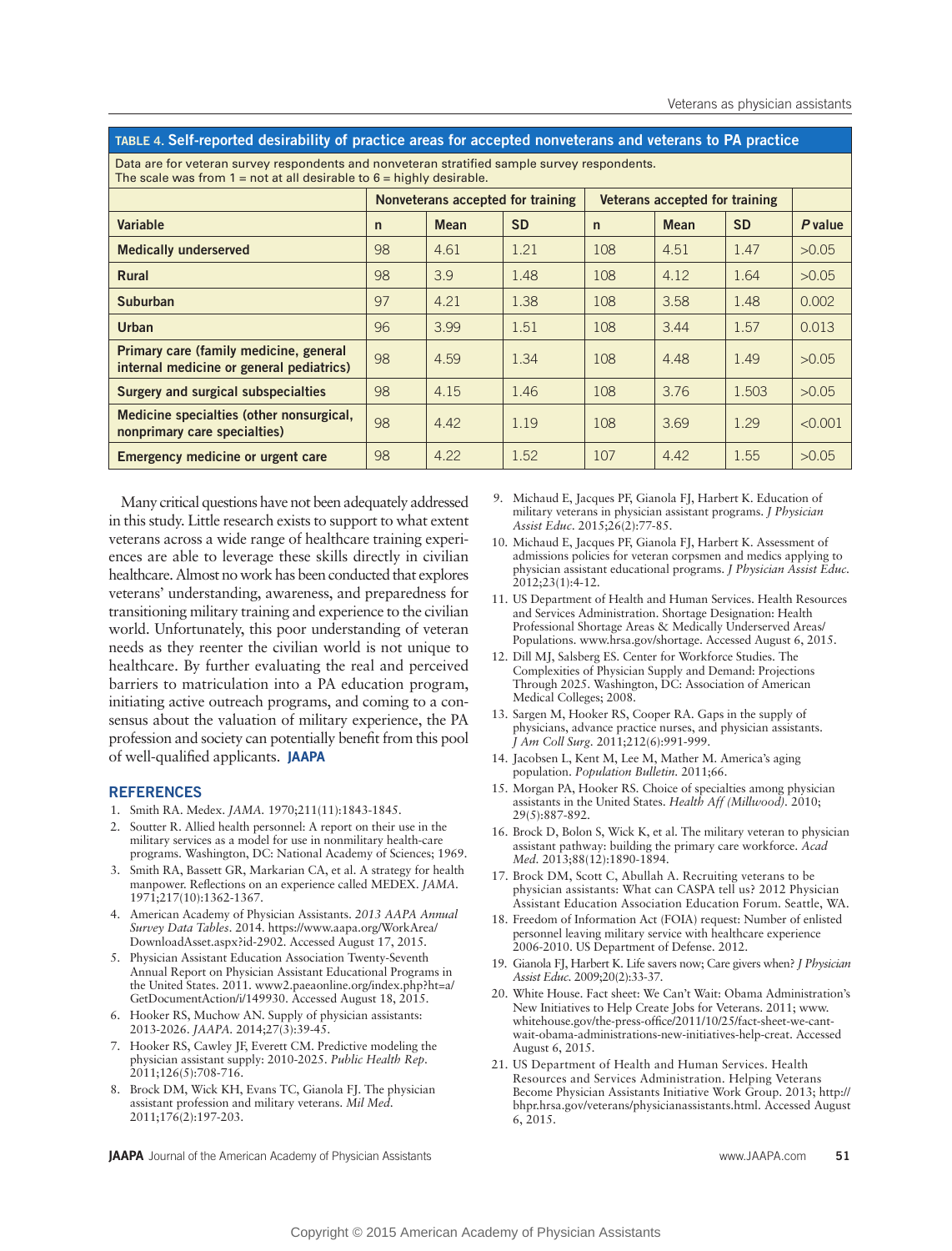**TABLE 4. Self-reported desirability of practice areas for accepted nonveterans and veterans to PA practice**

Data are for veteran survey respondents and nonveteran stratified sample survey respondents.
The scale was from 1 = not at all desirable to 6 = highly desirable.

| | Nonveterans accepted for training | | | Veterans accepted for training | | | |
|---|---|---|---|---|---|---|---|
| **Variable** | **n** | **Mean** | **SD** | **n** | **Mean** | **SD** | ***P* value** |
| **Medically underserved** | 98 | 4.61 | 1.21 | 108 | 4.51 | 1.47 | >0.05 |
| **Rural** | 98 | 3.9 | 1.48 | 108 | 4.12 | 1.64 | >0.05 |
| **Suburban** | 97 | 4.21 | 1.38 | 108 | 3.58 | 1.48 | 0.002 |
| **Urban** | 96 | 3.99 | 1.51 | 108 | 3.44 | 1.57 | 0.013 |
| **Primary care (family medicine, general internal medicine or general pediatrics)** | 98 | 4.59 | 1.34 | 108 | 4.48 | 1.49 | >0.05 |
| **Surgery and surgical subspecialties** | 98 | 4.15 | 1.46 | 108 | 3.76 | 1.503 | >0.05 |
| **Medicine specialties (other nonsurgical, nonprimary care specialties)** | 98 | 4.42 | 1.19 | 108 | 3.69 | 1.29 | <0.001 |
| **Emergency medicine or urgent care** | 98 | 4.22 | 1.52 | 107 | 4.42 | 1.55 | >0.05 |

Many critical questions have not been adequately addressed in this study. Little research exists to support to what extent veterans across a wide range of healthcare training experiences are able to leverage these skills directly in civilian healthcare. Almost no work has been conducted that explores veterans' understanding, awareness, and preparedness for transitioning military training and experience to the civilian world. Unfortunately, this poor understanding of veteran needs as they reenter the civilian world is not unique to healthcare. By further evaluating the real and perceived barriers to matriculation into a PA education program, initiating active outreach programs, and coming to a consensus about the valuation of military experience, the PA profession and society can potentially benefit from this pool of well-qualified applicants. **JAAPA**

## REFERENCES

1. Smith RA. Medex. *JAMA*. 1970;211(11):1843-1845.
2. Soutter R. Allied health personnel: A report on their use in the military services as a model for use in nonmilitary health-care programs. Washington, DC: National Academy of Sciences; 1969.
3. Smith RA, Bassett GR, Markarian CA, et al. A strategy for health manpower. Reflections on an experience called MEDEX. *JAMA*. 1971;217(10):1362-1367.
4. American Academy of Physician Assistants. *2013 AAPA Annual Survey Data Tables*. 2014. https://www.aapa.org/WorkArea/DownloadAsset.aspx?id-2902. Accessed August 17, 2015.
5. Physician Assistant Education Association Twenty-Seventh Annual Report on Physician Assistant Educational Programs in the United States. 2011. www2.paeaonline.org/index.php?ht=a/GetDocumentAction/i/149930. Accessed August 18, 2015.
6. Hooker RS, Muchow AN. Supply of physician assistants: 2013-2026. *JAAPA*. 2014;27(3):39-45.
7. Hooker RS, Cawley JF, Everett CM. Predictive modeling the physician assistant supply: 2010-2025. *Public Health Rep*. 2011;126(5):708-716.
8. Brock DM, Wick KH, Evans TC, Gianola FJ. The physician assistant profession and military veterans. *Mil Med*. 2011;176(2):197-203.
9. Michaud E, Jacques PF, Gianola FJ, Harbert K. Education of military veterans in physician assistant programs. *J Physician Assist Educ*. 2015;26(2):77-85.
10. Michaud E, Jacques PF, Gianola FJ, Harbert K. Assessment of admissions policies for veteran corpsmen and medics applying to physician assistant educational programs. *J Physician Assist Educ*. 2012;23(1):4-12.
11. US Department of Health and Human Services. Health Resources and Services Administration. Shortage Designation: Health Professional Shortage Areas & Medically Underserved Areas/Populations. www.hrsa.gov/shortage. Accessed August 6, 2015.
12. Dill MJ, Salsberg ES. Center for Workforce Studies. The Complexities of Physician Supply and Demand: Projections Through 2025. Washington, DC: Association of American Medical Colleges; 2008.
13. Sargen M, Hooker RS, Cooper RA. Gaps in the supply of physicians, advance practice nurses, and physician assistants. *J Am Coll Surg*. 2011;212(6):991-999.
14. Jacobsen L, Kent M, Lee M, Mather M. America's aging population. *Population Bulletin*. 2011;66.
15. Morgan PA, Hooker RS. Choice of specialties among physician assistants in the United States. *Health Aff (Millwood)*. 2010;29(5):887-892.
16. Brock D, Bolon S, Wick K, et al. The military veteran to physician assistant pathway: building the primary care workforce. *Acad Med*. 2013;88(12):1890-1894.
17. Brock DM, Scott C, Abullah A. Recruiting veterans to be physician assistants: What can CASPA tell us? 2012 Physician Assistant Education Association Education Forum. Seattle, WA.
18. Freedom of Information Act (FOIA) request: Number of enlisted personnel leaving military service with healthcare experience 2006-2010. US Department of Defense. 2012.
19. Gianola FJ, Harbert K. Life savers now; Care givers when? *J Physician Assist Educ*. 2009;20(2):33-37.
20. White House. Fact sheet: We Can't Wait: Obama Administration's New Initiatives to Help Create Jobs for Veterans. 2011; www.whitehouse.gov/the-press-office/2011/10/25/fact-sheet-we-cant-wait-obama-administrations-new-initiatives-help-creat. Accessed August 6, 2015.
21. US Department of Health and Human Services. Health Resources and Services Administration. Helping Veterans Become Physician Assistants Initiative Work Group. 2013; http://bhpr.hrsa.gov/veterans/physicianassistants.html. Accessed August 6, 2015.